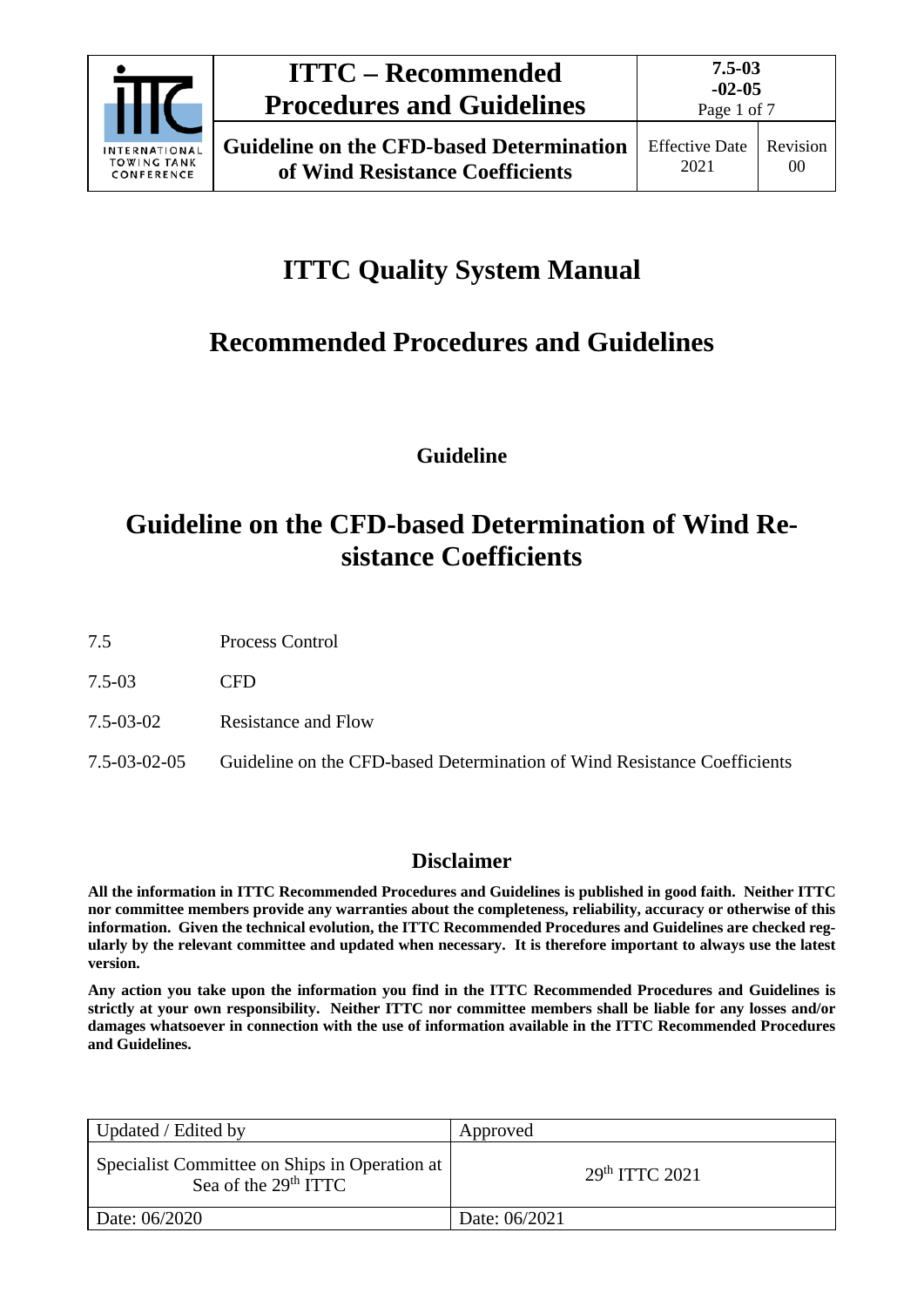# ITTC Quality System Manual

## Recommended Procedures and Guidelines

**Guideline**

## Guideline on the CFD-based Determination of Wind Resistance Coefficients

| | |
|---|---|
| 7.5 | Process Control |
| 7.5-03 | CFD |
| 7.5-03-02 | Resistance and Flow |
| 7.5-03-02-05 | Guideline on the CFD-based Determination of Wind Resistance Coefficients |

### Disclaimer

**All the information in ITTC Recommended Procedures and Guidelines is published in good faith. Neither ITTC nor committee members provide any warranties about the completeness, reliability, accuracy or otherwise of this information. Given the technical evolution, the ITTC Recommended Procedures and Guidelines are checked regularly by the relevant committee and updated when necessary. It is therefore important to always use the latest version.**

**Any action you take upon the information you find in the ITTC Recommended Procedures and Guidelines is strictly at your own responsibility. Neither ITTC nor committee members shall be liable for any losses and/or damages whatsoever in connection with the use of information available in the ITTC Recommended Procedures and Guidelines.**

| Updated / Edited by | Approved |
|---|---|
| Specialist Committee on Ships in Operation at Sea of the 29th ITTC | 29th ITTC 2021 |
| Date: 06/2020 | Date: 06/2021 |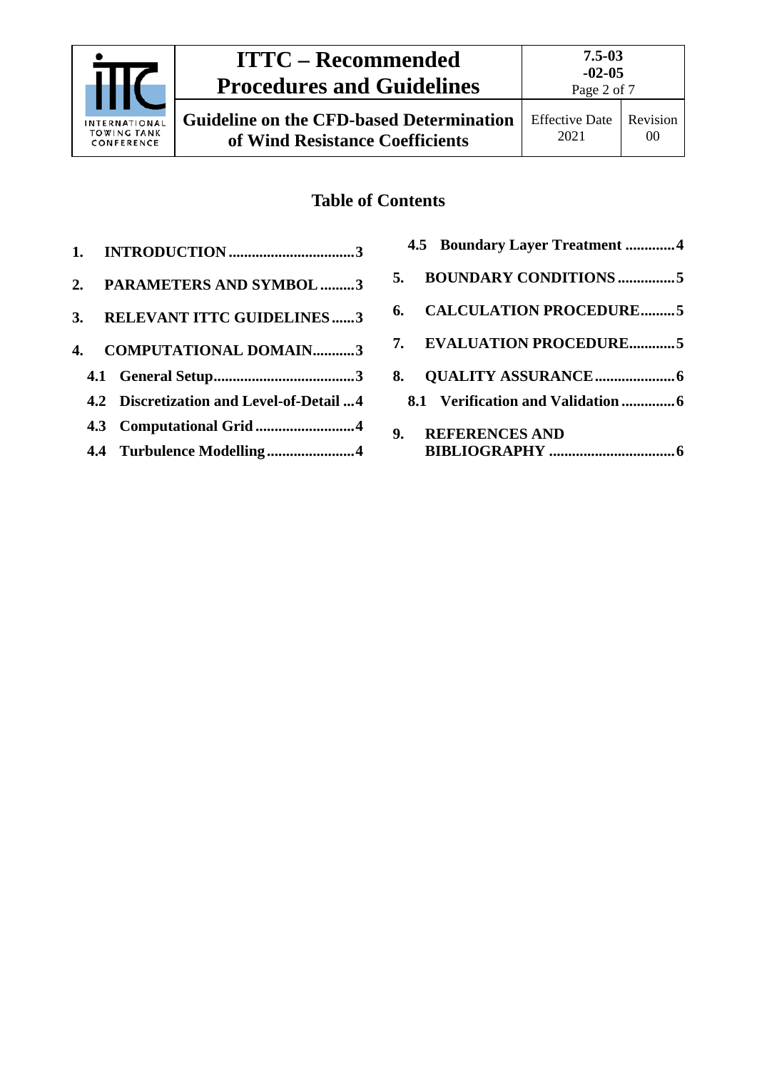## Table of Contents

1. INTRODUCTION .................................3
2. PARAMETERS AND SYMBOL .........3
3. RELEVANT ITTC GUIDELINES ......3
4. COMPUTATIONAL DOMAIN...........3
   - 4.1 General Setup.....................................3
   - 4.2 Discretization and Level-of-Detail ...4
   - 4.3 Computational Grid ..........................4
   - 4.4 Turbulence Modelling .......................4
   - 4.5 Boundary Layer Treatment .............4
5. BOUNDARY CONDITIONS ...............5
6. CALCULATION PROCEDURE.........5
7. EVALUATION PROCEDURE............5
8. QUALITY ASSURANCE .....................6
   - 8.1 Verification and Validation ..............6
9. REFERENCES AND BIBLIOGRAPHY .................................6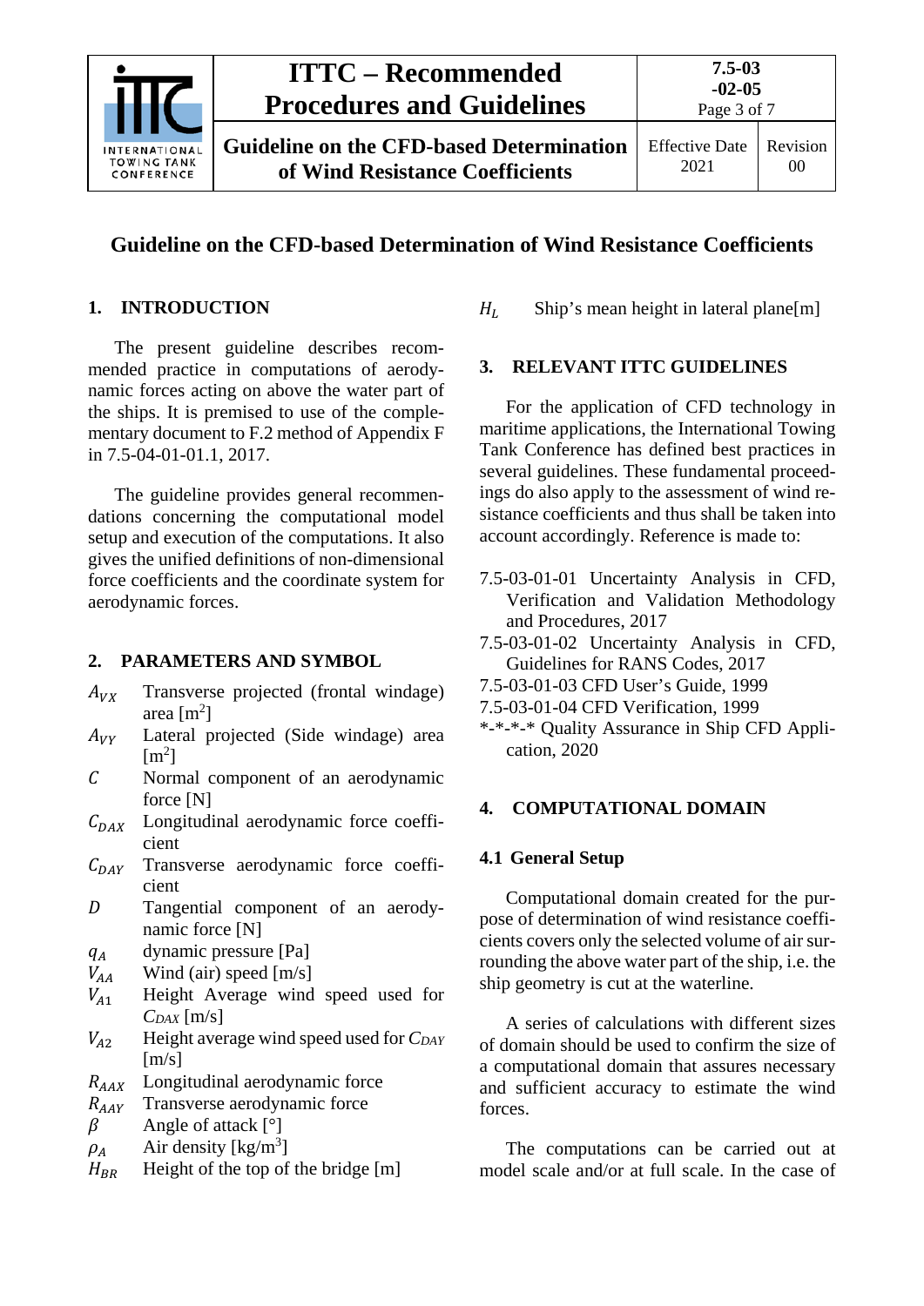# Guideline on the CFD-based Determination of Wind Resistance Coefficients

## 1. INTRODUCTION

The present guideline describes recommended practice in computations of aerodynamic forces acting on above the water part of the ships. It is premised to use of the complementary document to F.2 method of Appendix F in 7.5-04-01-01.1, 2017.

The guideline provides general recommendations concerning the computational model setup and execution of the computations. It also gives the unified definitions of non-dimensional force coefficients and the coordinate system for aerodynamic forces.

## 2. PARAMETERS AND SYMBOL

- $A_{VX}$ Transverse projected (frontal windage) area [m$^2$]
- $A_{VY}$ Lateral projected (Side windage) area [m$^2$]
- $C$ Normal component of an aerodynamic force [N]
- $C_{DAX}$ Longitudinal aerodynamic force coefficient
- $C_{DAY}$ Transverse aerodynamic force coefficient
- $D$ Tangential component of an aerodynamic force [N]
- $q_A$ dynamic pressure [Pa]
- $V_{AA}$ Wind (air) speed [m/s]
- $V_{A1}$ Height Average wind speed used for $C_{DAX}$ [m/s]
- $V_{A2}$ Height average wind speed used for $C_{DAY}$ [m/s]
- $R_{AAX}$ Longitudinal aerodynamic force
- $R_{AAY}$ Transverse aerodynamic force
- $\beta$ Angle of attack [°]
- $\rho_A$ Air density [kg/m$^3$]
- $H_{BR}$ Height of the top of the bridge [m]
- $H_L$ Ship's mean height in lateral plane[m]

## 3. RELEVANT ITTC GUIDELINES

For the application of CFD technology in maritime applications, the International Towing Tank Conference has defined best practices in several guidelines. These fundamental proceedings do also apply to the assessment of wind resistance coefficients and thus shall be taken into account accordingly. Reference is made to:

- 7.5-03-01-01 Uncertainty Analysis in CFD, Verification and Validation Methodology and Procedures, 2017
- 7.5-03-01-02 Uncertainty Analysis in CFD, Guidelines for RANS Codes, 2017
- 7.5-03-01-03 CFD User's Guide, 1999
- 7.5-03-01-04 CFD Verification, 1999
- *-*-*-* Quality Assurance in Ship CFD Application, 2020

## 4. COMPUTATIONAL DOMAIN

### 4.1 General Setup

Computational domain created for the purpose of determination of wind resistance coefficients covers only the selected volume of air surrounding the above water part of the ship, i.e. the ship geometry is cut at the waterline.

A series of calculations with different sizes of domain should be used to confirm the size of a computational domain that assures necessary and sufficient accuracy to estimate the wind forces.

The computations can be carried out at model scale and/or at full scale. In the case of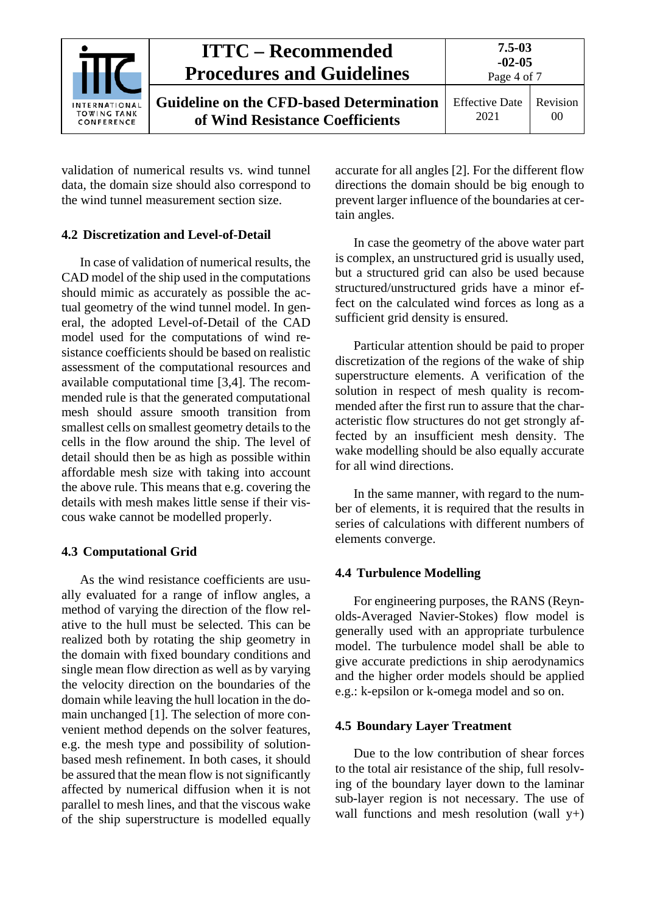validation of numerical results vs. wind tunnel data, the domain size should also correspond to the wind tunnel measurement section size.

## 4.2 Discretization and Level-of-Detail

In case of validation of numerical results, the CAD model of the ship used in the computations should mimic as accurately as possible the actual geometry of the wind tunnel model. In general, the adopted Level-of-Detail of the CAD model used for the computations of wind resistance coefficients should be based on realistic assessment of the computational resources and available computational time [3,4]. The recommended rule is that the generated computational mesh should assure smooth transition from smallest cells on smallest geometry details to the cells in the flow around the ship. The level of detail should then be as high as possible within affordable mesh size with taking into account the above rule. This means that e.g. covering the details with mesh makes little sense if their viscous wake cannot be modelled properly.

## 4.3 Computational Grid

As the wind resistance coefficients are usually evaluated for a range of inflow angles, a method of varying the direction of the flow relative to the hull must be selected. This can be realized both by rotating the ship geometry in the domain with fixed boundary conditions and single mean flow direction as well as by varying the velocity direction on the boundaries of the domain while leaving the hull location in the domain unchanged [1]. The selection of more convenient method depends on the solver features, e.g. the mesh type and possibility of solution-based mesh refinement. In both cases, it should be assured that the mean flow is not significantly affected by numerical diffusion when it is not parallel to mesh lines, and that the viscous wake of the ship superstructure is modelled equally accurate for all angles [2]. For the different flow directions the domain should be big enough to prevent larger influence of the boundaries at certain angles.

In case the geometry of the above water part is complex, an unstructured grid is usually used, but a structured grid can also be used because structured/unstructured grids have a minor effect on the calculated wind forces as long as a sufficient grid density is ensured.

Particular attention should be paid to proper discretization of the regions of the wake of ship superstructure elements. A verification of the solution in respect of mesh quality is recommended after the first run to assure that the characteristic flow structures do not get strongly affected by an insufficient mesh density. The wake modelling should be also equally accurate for all wind directions.

In the same manner, with regard to the number of elements, it is required that the results in series of calculations with different numbers of elements converge.

## 4.4 Turbulence Modelling

For engineering purposes, the RANS (Reynolds-Averaged Navier-Stokes) flow model is generally used with an appropriate turbulence model. The turbulence model shall be able to give accurate predictions in ship aerodynamics and the higher order models should be applied e.g.: k-epsilon or k-omega model and so on.

## 4.5 Boundary Layer Treatment

Due to the low contribution of shear forces to the total air resistance of the ship, full resolving of the boundary layer down to the laminar sub-layer region is not necessary. The use of wall functions and mesh resolution (wall $y+$)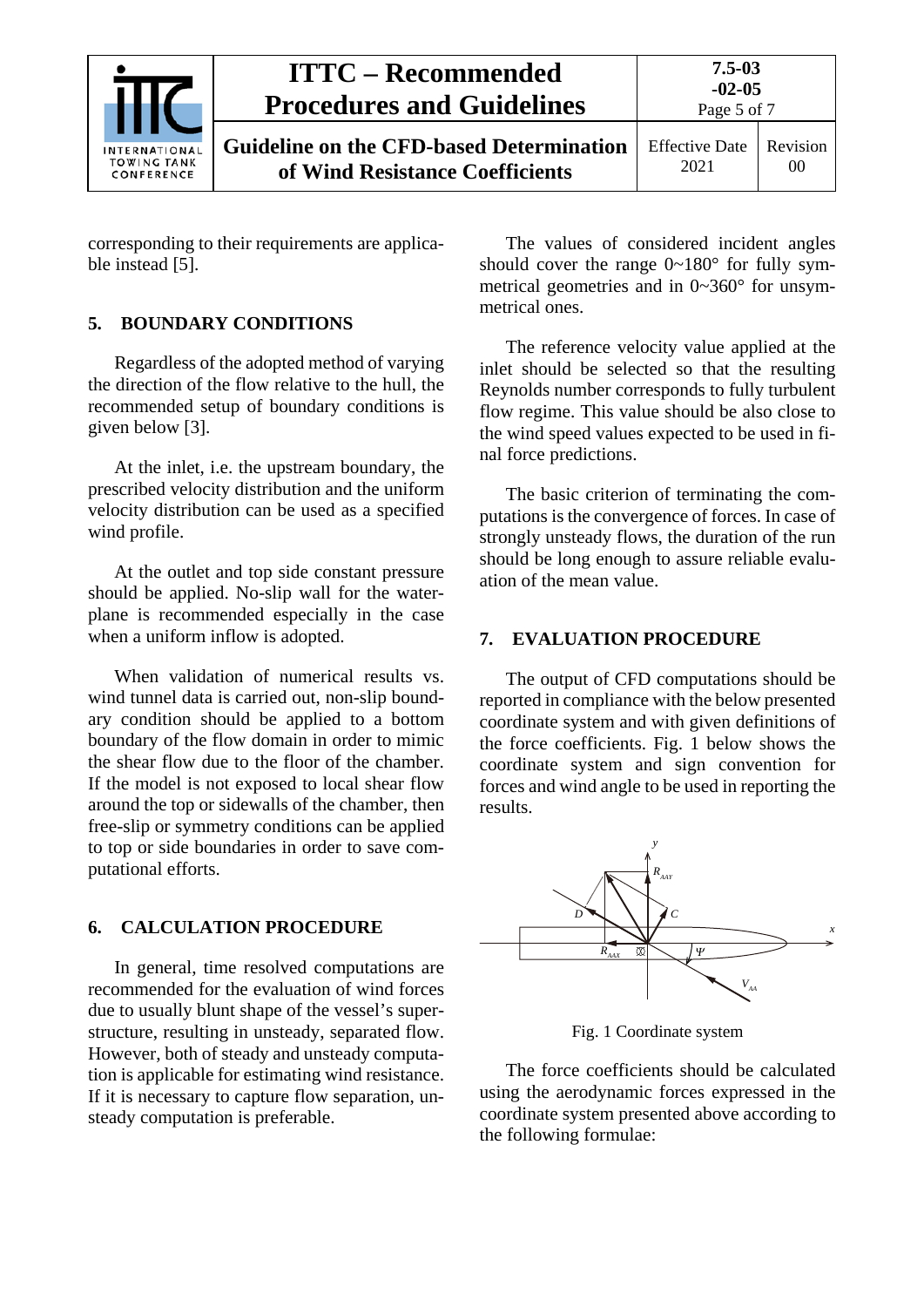corresponding to their requirements are applicable instead [5].

## 5. BOUNDARY CONDITIONS

Regardless of the adopted method of varying the direction of the flow relative to the hull, the recommended setup of boundary conditions is given below [3].

At the inlet, i.e. the upstream boundary, the prescribed velocity distribution and the uniform velocity distribution can be used as a specified wind profile.

At the outlet and top side constant pressure should be applied. No-slip wall for the waterplane is recommended especially in the case when a uniform inflow is adopted.

When validation of numerical results vs. wind tunnel data is carried out, non-slip boundary condition should be applied to a bottom boundary of the flow domain in order to mimic the shear flow due to the floor of the chamber. If the model is not exposed to local shear flow around the top or sidewalls of the chamber, then free-slip or symmetry conditions can be applied to top or side boundaries in order to save computational efforts.

## 6. CALCULATION PROCEDURE

In general, time resolved computations are recommended for the evaluation of wind forces due to usually blunt shape of the vessel's superstructure, resulting in unsteady, separated flow. However, both of steady and unsteady computation is applicable for estimating wind resistance. If it is necessary to capture flow separation, unsteady computation is preferable.

The values of considered incident angles should cover the range 0~180° for fully symmetrical geometries and in 0~360° for unsymmetrical ones.

The reference velocity value applied at the inlet should be selected so that the resulting Reynolds number corresponds to fully turbulent flow regime. This value should be also close to the wind speed values expected to be used in final force predictions.

The basic criterion of terminating the computations is the convergence of forces. In case of strongly unsteady flows, the duration of the run should be long enough to assure reliable evaluation of the mean value.

## 7. EVALUATION PROCEDURE

The output of CFD computations should be reported in compliance with the below presented coordinate system and with given definitions of the force coefficients. Fig. 1 below shows the coordinate system and sign convention for forces and wind angle to be used in reporting the results.

Fig. 1 Coordinate system

The force coefficients should be calculated using the aerodynamic forces expressed in the coordinate system presented above according to the following formulae: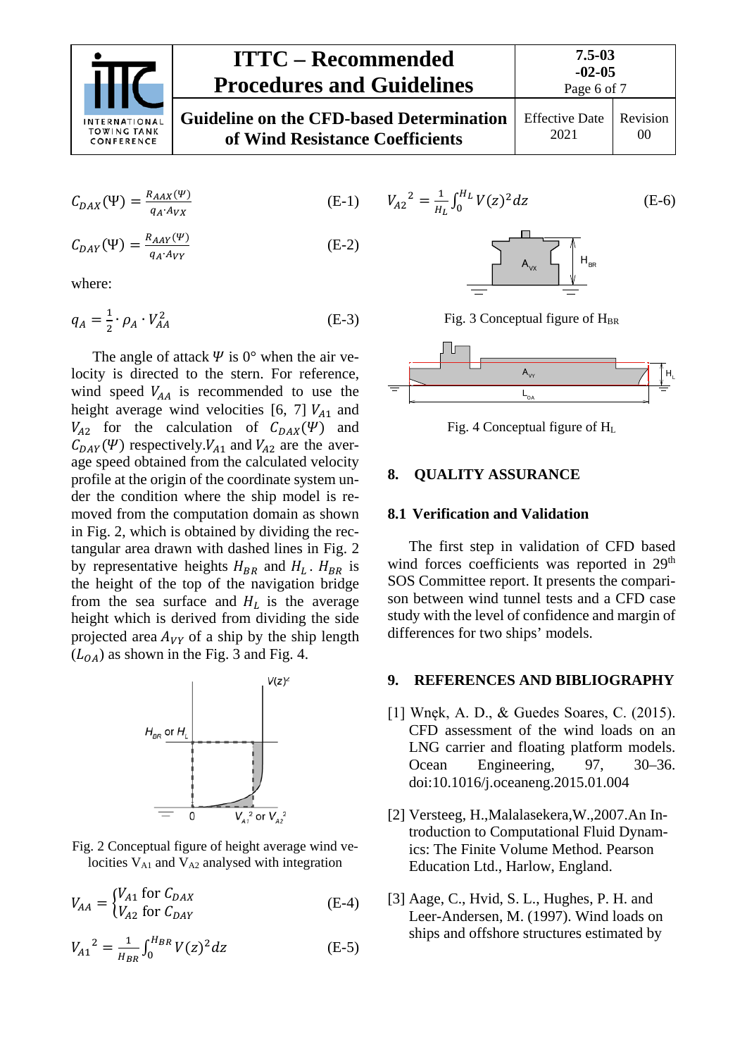$$C_{DAX}(\Psi) = \frac{R_{AAX}(\Psi)}{q_A \cdot A_{VX}} \tag{E-1}$$

$$C_{DAY}(\Psi) = \frac{R_{AAY}(\Psi)}{q_A \cdot A_{VY}} \tag{E-2}$$

where:

$$q_A = \frac{1}{2} \cdot \rho_A \cdot V_{AA}^2 \tag{E-3}$$

The angle of attack $\Psi$ is 0° when the air velocity is directed to the stern. For reference, wind speed $V_{AA}$ is recommended to use the height average wind velocities [6, 7] $V_{A1}$ and $V_{A2}$ for the calculation of $C_{DAX}(\Psi)$ and $C_{DAY}(\Psi)$ respectively. $V_{A1}$ and $V_{A2}$ are the average speed obtained from the calculated velocity profile at the origin of the coordinate system under the condition where the ship model is removed from the computation domain as shown in Fig. 2, which is obtained by dividing the rectangular area drawn with dashed lines in Fig. 2 by representative heights $H_{BR}$ and $H_L$. $H_{BR}$ is the height of the top of the navigation bridge from the sea surface and $H_L$ is the average height which is derived from dividing the side projected area $A_{VY}$ of a ship by the ship length ($L_{OA}$) as shown in the Fig. 3 and Fig. 4.

Fig. 2 Conceptual figure of height average wind velocities $V_{A1}$ and $V_{A2}$ analysed with integration

$$V_{AA} = \begin{cases} V_{A1} \text{ for } C_{DAX} \\ V_{A2} \text{ for } C_{DAY} \end{cases} \tag{E-4}$$

$$V_{A1}{}^2 = \frac{1}{H_{BR}} \int_0^{H_{BR}} V(z)^2 dz \tag{E-5}$$

$$V_{A2}{}^2 = \frac{1}{H_L} \int_0^{H_L} V(z)^2 dz \tag{E-6}$$

Fig. 3 Conceptual figure of $H_{BR}$

Fig. 4 Conceptual figure of $H_L$

## 8. QUALITY ASSURANCE

### 8.1 Verification and Validation

The first step in validation of CFD based wind forces coefficients was reported in 29th SOS Committee report. It presents the comparison between wind tunnel tests and a CFD case study with the level of confidence and margin of differences for two ships' models.

## 9. REFERENCES AND BIBLIOGRAPHY

[1] Wnęk, A. D., & Guedes Soares, C. (2015). CFD assessment of the wind loads on an LNG carrier and floating platform models. Ocean Engineering, 97, 30–36. doi:10.1016/j.oceaneng.2015.01.004

[2] Versteeg, H.,Malalasekera,W.,2007.An Introduction to Computational Fluid Dynamics: The Finite Volume Method. Pearson Education Ltd., Harlow, England.

[3] Aage, C., Hvid, S. L., Hughes, P. H. and Leer-Andersen, M. (1997). Wind loads on ships and offshore structures estimated by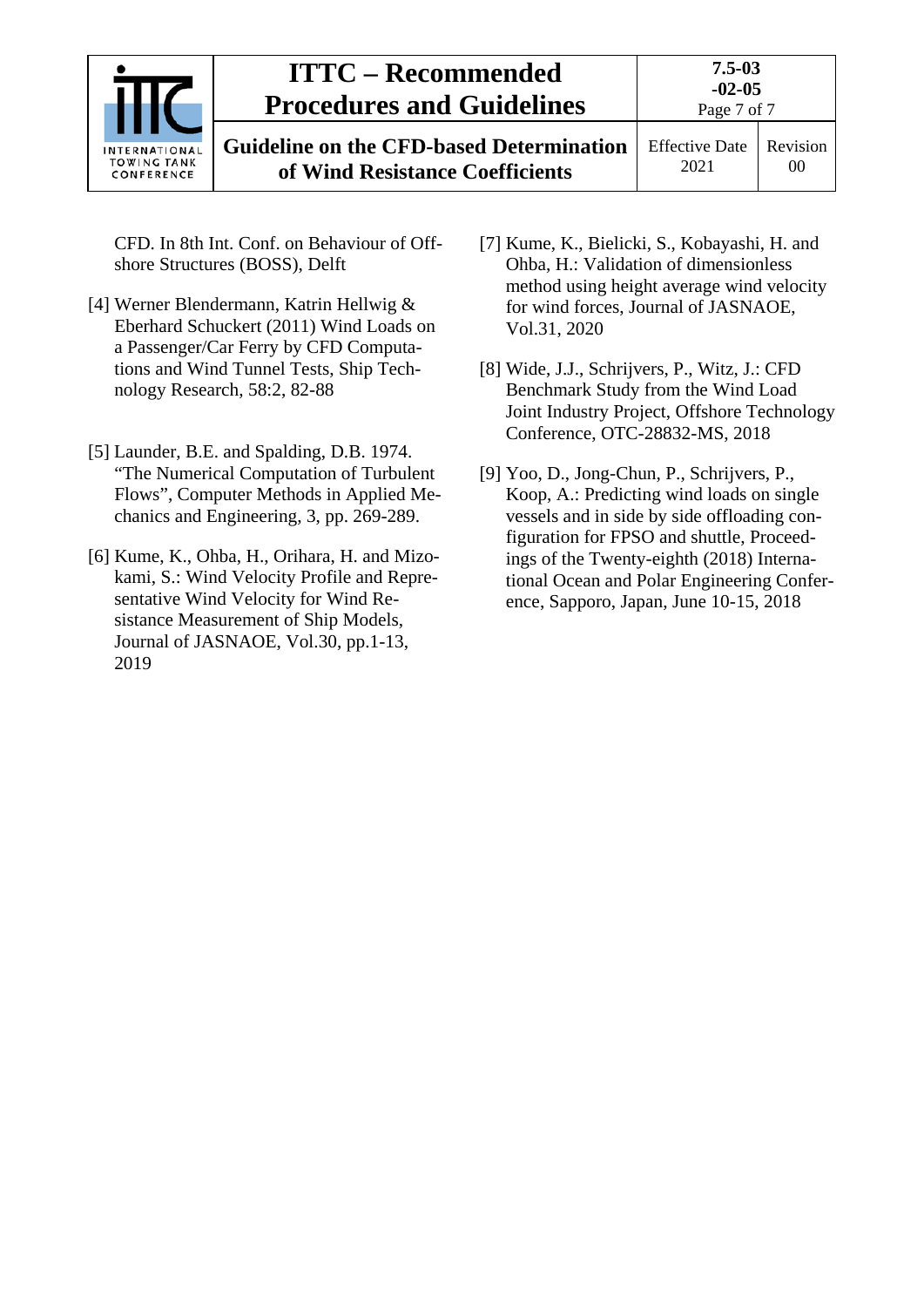CFD. In 8th Int. Conf. on Behaviour of Offshore Structures (BOSS), Delft

[4] Werner Blendermann, Katrin Hellwig & Eberhard Schuckert (2011) Wind Loads on a Passenger/Car Ferry by CFD Computations and Wind Tunnel Tests, Ship Technology Research, 58:2, 82-88

[5] Launder, B.E. and Spalding, D.B. 1974. “The Numerical Computation of Turbulent Flows”, Computer Methods in Applied Mechanics and Engineering, 3, pp. 269-289.

[6] Kume, K., Ohba, H., Orihara, H. and Mizokami, S.: Wind Velocity Profile and Representative Wind Velocity for Wind Resistance Measurement of Ship Models, Journal of JASNAOE, Vol.30, pp.1-13, 2019

[7] Kume, K., Bielicki, S., Kobayashi, H. and Ohba, H.: Validation of dimensionless method using height average wind velocity for wind forces, Journal of JASNAOE, Vol.31, 2020

[8] Wide, J.J., Schrijvers, P., Witz, J.: CFD Benchmark Study from the Wind Load Joint Industry Project, Offshore Technology Conference, OTC-28832-MS, 2018

[9] Yoo, D., Jong-Chun, P., Schrijvers, P., Koop, A.: Predicting wind loads on single vessels and in side by side offloading configuration for FPSO and shuttle, Proceedings of the Twenty-eighth (2018) International Ocean and Polar Engineering Conference, Sapporo, Japan, June 10-15, 2018